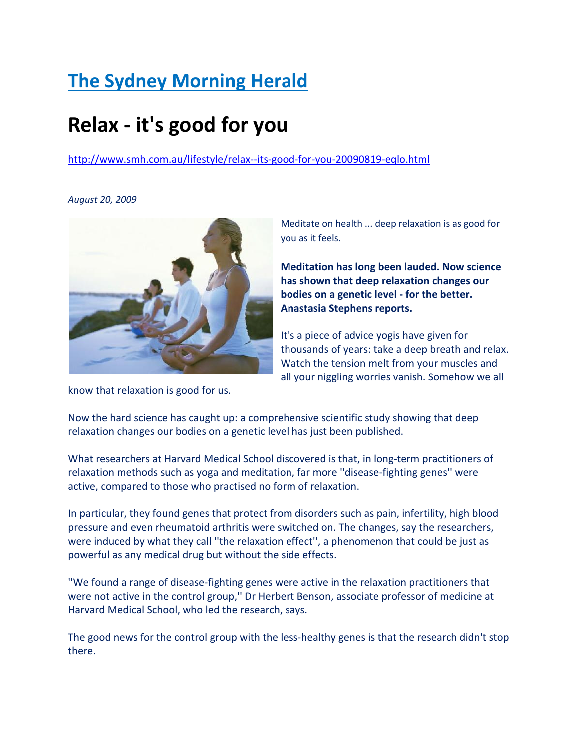# [The Sydney Morning Herald](http://www.smh.com.au)

# Relax - it's good for you

http://www.smh.com.au/lifestyle/relax--its-good-for-you-20090819-eqlo.html

*August 20, 2009*

Meditate on health ... deep relaxation is as good for you as it feels.

**Meditation has long been lauded. Now science has shown that deep relaxation changes our bodies on a genetic level - for the better. Anastasia Stephens reports.**

It's a piece of advice yogis have given for thousands of years: take a deep breath and relax. Watch the tension melt from your muscles and all your niggling worries vanish. Somehow we all know that relaxation is good for us.

Now the hard science has caught up: a comprehensive scientific study showing that deep relaxation changes our bodies on a genetic level has just been published.

What researchers at Harvard Medical School discovered is that, in long-term practitioners of relaxation methods such as yoga and meditation, far more ''disease-fighting genes'' were active, compared to those who practised no form of relaxation.

In particular, they found genes that protect from disorders such as pain, infertility, high blood pressure and even rheumatoid arthritis were switched on. The changes, say the researchers, were induced by what they call ''the relaxation effect'', a phenomenon that could be just as powerful as any medical drug but without the side effects.

''We found a range of disease-fighting genes were active in the relaxation practitioners that were not active in the control group,'' Dr Herbert Benson, associate professor of medicine at Harvard Medical School, who led the research, says.

The good news for the control group with the less-healthy genes is that the research didn't stop there.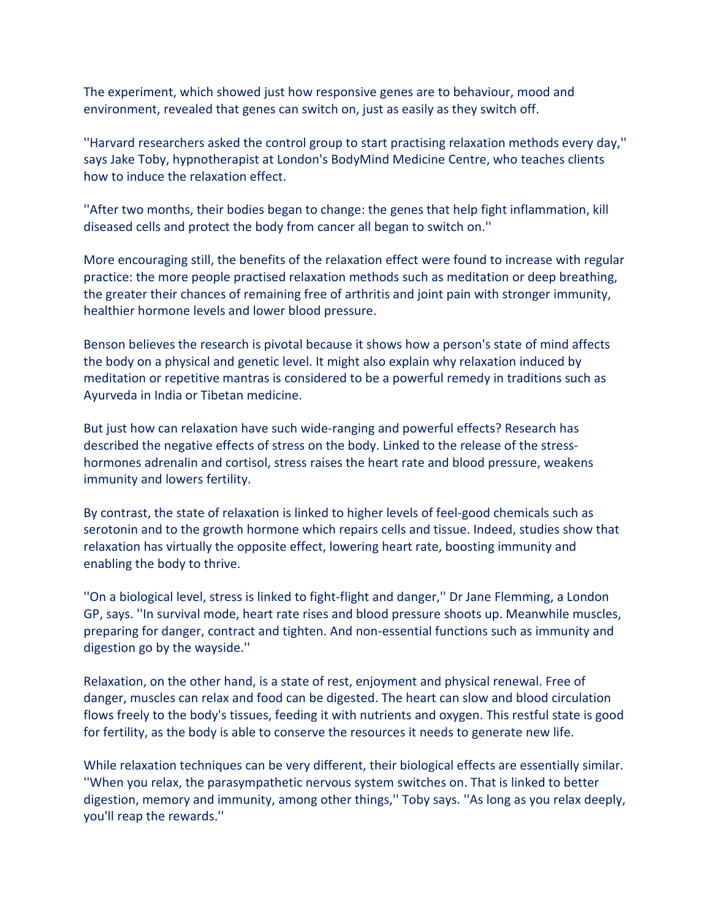The experiment, which showed just how responsive genes are to behaviour, mood and environment, revealed that genes can switch on, just as easily as they switch off.

''Harvard researchers asked the control group to start practising relaxation methods every day,'' says Jake Toby, hypnotherapist at London's BodyMind Medicine Centre, who teaches clients how to induce the relaxation effect.

''After two months, their bodies began to change: the genes that help fight inflammation, kill diseased cells and protect the body from cancer all began to switch on.''

More encouraging still, the benefits of the relaxation effect were found to increase with regular practice: the more people practised relaxation methods such as meditation or deep breathing, the greater their chances of remaining free of arthritis and joint pain with stronger immunity, healthier hormone levels and lower blood pressure.

Benson believes the research is pivotal because it shows how a person's state of mind affects the body on a physical and genetic level. It might also explain why relaxation induced by meditation or repetitive mantras is considered to be a powerful remedy in traditions such as Ayurveda in India or Tibetan medicine.

But just how can relaxation have such wide-ranging and powerful effects? Research has described the negative effects of stress on the body. Linked to the release of the stress-hormones adrenalin and cortisol, stress raises the heart rate and blood pressure, weakens immunity and lowers fertility.

By contrast, the state of relaxation is linked to higher levels of feel-good chemicals such as serotonin and to the growth hormone which repairs cells and tissue. Indeed, studies show that relaxation has virtually the opposite effect, lowering heart rate, boosting immunity and enabling the body to thrive.

''On a biological level, stress is linked to fight-flight and danger,'' Dr Jane Flemming, a London GP, says. ''In survival mode, heart rate rises and blood pressure shoots up. Meanwhile muscles, preparing for danger, contract and tighten. And non-essential functions such as immunity and digestion go by the wayside.''

Relaxation, on the other hand, is a state of rest, enjoyment and physical renewal. Free of danger, muscles can relax and food can be digested. The heart can slow and blood circulation flows freely to the body's tissues, feeding it with nutrients and oxygen. This restful state is good for fertility, as the body is able to conserve the resources it needs to generate new life.

While relaxation techniques can be very different, their biological effects are essentially similar. ''When you relax, the parasympathetic nervous system switches on. That is linked to better digestion, memory and immunity, among other things,'' Toby says. ''As long as you relax deeply, you'll reap the rewards.''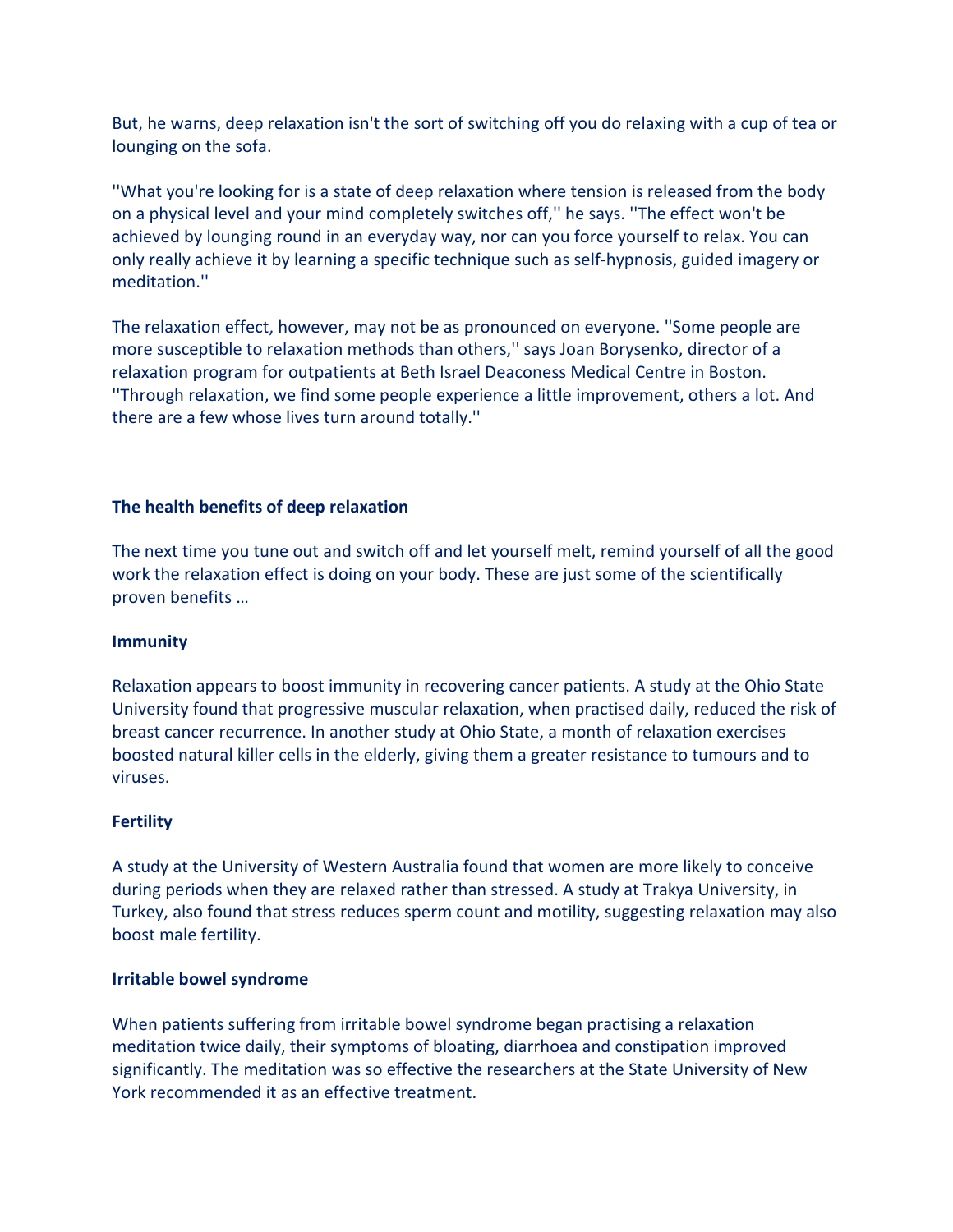But, he warns, deep relaxation isn't the sort of switching off you do relaxing with a cup of tea or lounging on the sofa.

''What you're looking for is a state of deep relaxation where tension is released from the body on a physical level and your mind completely switches off,'' he says. ''The effect won't be achieved by lounging round in an everyday way, nor can you force yourself to relax. You can only really achieve it by learning a specific technique such as self-hypnosis, guided imagery or meditation.''

The relaxation effect, however, may not be as pronounced on everyone. ''Some people are more susceptible to relaxation methods than others,'' says Joan Borysenko, director of a relaxation program for outpatients at Beth Israel Deaconess Medical Centre in Boston. ''Through relaxation, we find some people experience a little improvement, others a lot. And there are a few whose lives turn around totally.''

**The health benefits of deep relaxation**

The next time you tune out and switch off and let yourself melt, remind yourself of all the good work the relaxation effect is doing on your body. These are just some of the scientifically proven benefits …

**Immunity**

Relaxation appears to boost immunity in recovering cancer patients. A study at the Ohio State University found that progressive muscular relaxation, when practised daily, reduced the risk of breast cancer recurrence. In another study at Ohio State, a month of relaxation exercises boosted natural killer cells in the elderly, giving them a greater resistance to tumours and to viruses.

**Fertility**

A study at the University of Western Australia found that women are more likely to conceive during periods when they are relaxed rather than stressed. A study at Trakya University, in Turkey, also found that stress reduces sperm count and motility, suggesting relaxation may also boost male fertility.

**Irritable bowel syndrome**

When patients suffering from irritable bowel syndrome began practising a relaxation meditation twice daily, their symptoms of bloating, diarrhoea and constipation improved significantly. The meditation was so effective the researchers at the State University of New York recommended it as an effective treatment.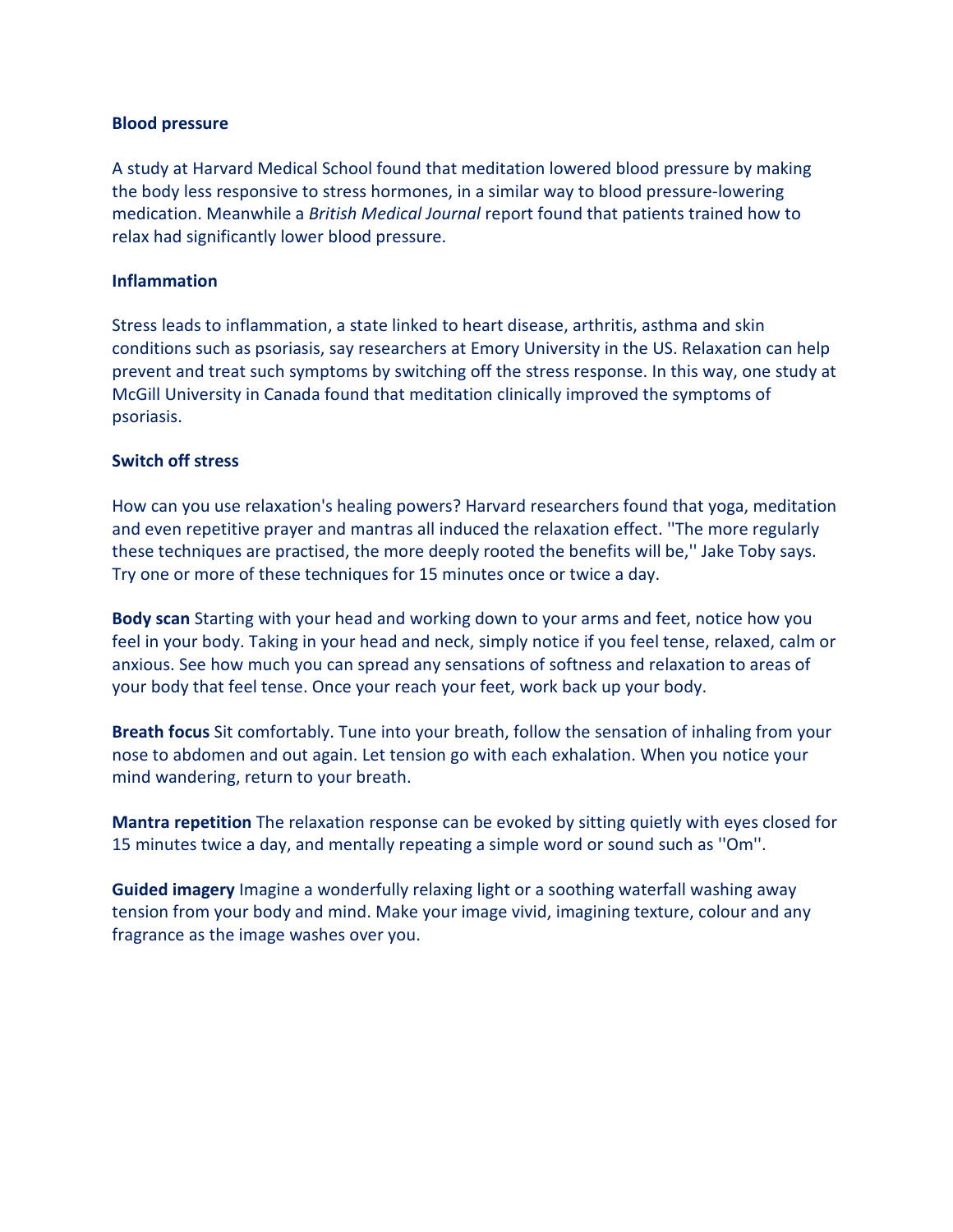**Blood pressure**

A study at Harvard Medical School found that meditation lowered blood pressure by making the body less responsive to stress hormones, in a similar way to blood pressure-lowering medication. Meanwhile a *British Medical Journal* report found that patients trained how to relax had significantly lower blood pressure.

**Inflammation**

Stress leads to inflammation, a state linked to heart disease, arthritis, asthma and skin conditions such as psoriasis, say researchers at Emory University in the US. Relaxation can help prevent and treat such symptoms by switching off the stress response. In this way, one study at McGill University in Canada found that meditation clinically improved the symptoms of psoriasis.

**Switch off stress**

How can you use relaxation's healing powers? Harvard researchers found that yoga, meditation and even repetitive prayer and mantras all induced the relaxation effect. ''The more regularly these techniques are practised, the more deeply rooted the benefits will be,'' Jake Toby says. Try one or more of these techniques for 15 minutes once or twice a day.

**Body scan** Starting with your head and working down to your arms and feet, notice how you feel in your body. Taking in your head and neck, simply notice if you feel tense, relaxed, calm or anxious. See how much you can spread any sensations of softness and relaxation to areas of your body that feel tense. Once your reach your feet, work back up your body.

**Breath focus** Sit comfortably. Tune into your breath, follow the sensation of inhaling from your nose to abdomen and out again. Let tension go with each exhalation. When you notice your mind wandering, return to your breath.

**Mantra repetition** The relaxation response can be evoked by sitting quietly with eyes closed for 15 minutes twice a day, and mentally repeating a simple word or sound such as ''Om''.

**Guided imagery** Imagine a wonderfully relaxing light or a soothing waterfall washing away tension from your body and mind. Make your image vivid, imagining texture, colour and any fragrance as the image washes over you.